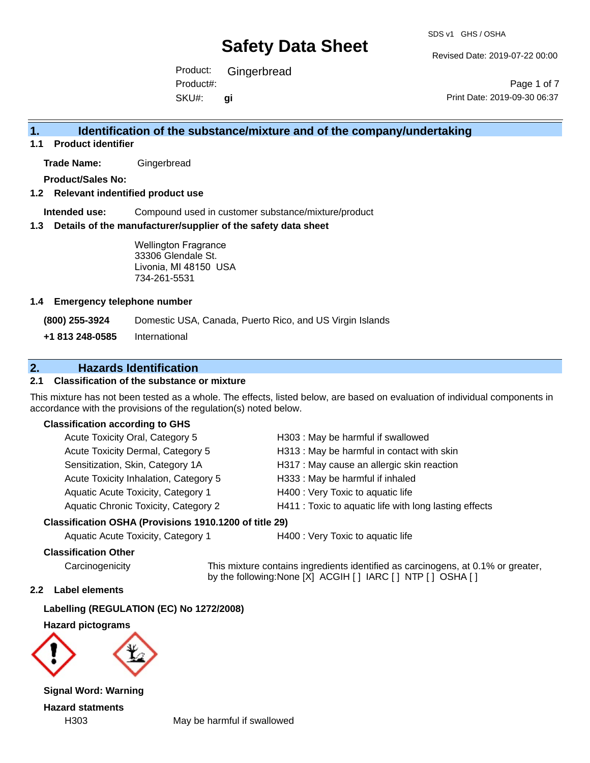# Safety Data Sheet

SDS v1 GHS / OSHA

Revised Date: 2019-07-22 00:00

Product: Gingerbread
Product#:
SKU#: **gi**

Print Date: 2019-09-30 06:37

## 1. Identification of the substance/mixture and of the company/undertaking

### 1.1 Product identifier

**Trade Name:** Gingerbread

**Product/Sales No:**

### 1.2 Relevant indentified product use

**Intended use:** Compound used in customer substance/mixture/product

### 1.3 Details of the manufacturer/supplier of the safety data sheet

Wellington Fragrance
33306 Glendale St.
Livonia, MI 48150 USA
734-261-5531

### 1.4 Emergency telephone number

**(800) 255-3924** Domestic USA, Canada, Puerto Rico, and US Virgin Islands

**+1 813 248-0585** International

## 2. Hazards Identification

### 2.1 Classification of the substance or mixture

This mixture has not been tested as a whole. The effects, listed below, are based on evaluation of individual components in accordance with the provisions of the regulation(s) noted below.

**Classification according to GHS**

| | |
|---|---|
| Acute Toxicity Oral, Category 5 | H303 : May be harmful if swallowed |
| Acute Toxicity Dermal, Category 5 | H313 : May be harmful in contact with skin |
| Sensitization, Skin, Category 1A | H317 : May cause an allergic skin reaction |
| Acute Toxicity Inhalation, Category 5 | H333 : May be harmful if inhaled |
| Aquatic Acute Toxicity, Category 1 | H400 : Very Toxic to aquatic life |
| Aquatic Chronic Toxicity, Category 2 | H411 : Toxic to aquatic life with long lasting effects |

**Classification OSHA (Provisions 1910.1200 of title 29)**

| | |
|---|---|
| Aquatic Acute Toxicity, Category 1 | H400 : Very Toxic to aquatic life |

**Classification Other**

Carcinogenicity: This mixture contains ingredients identified as carcinogens, at 0.1% or greater, by the following:None [X] ACGIH [ ] IARC [ ] NTP [ ] OSHA [ ]

### 2.2 Label elements

**Labelling (REGULATION (EC) No 1272/2008)**

**Hazard pictograms**

**Signal Word: Warning**

**Hazard statments**

H303 May be harmful if swallowed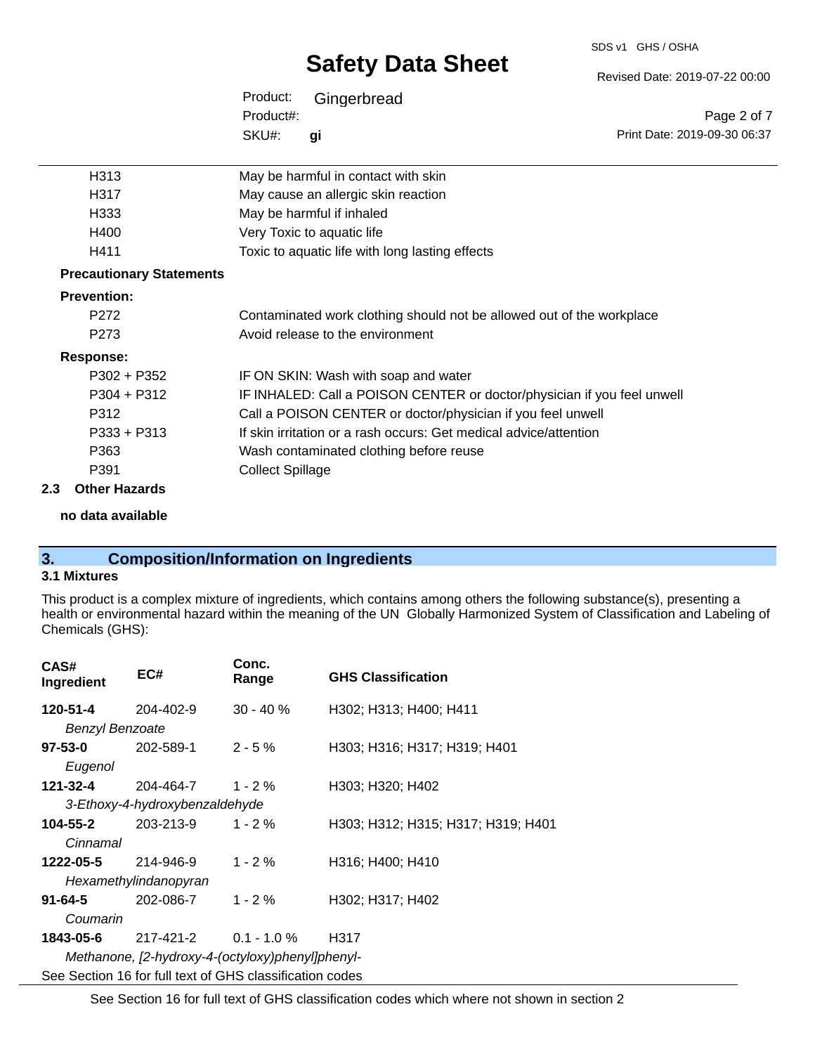| | |
|---|---|
| H313 | May be harmful in contact with skin |
| H317 | May cause an allergic skin reaction |
| H333 | May be harmful if inhaled |
| H400 | Very Toxic to aquatic life |
| H411 | Toxic to aquatic life with long lasting effects |

**Precautionary Statements**

**Prevention:**

| | |
|---|---|
| P272 | Contaminated work clothing should not be allowed out of the workplace |
| P273 | Avoid release to the environment |

**Response:**

| | |
|---|---|
| P302 + P352 | IF ON SKIN: Wash with soap and water |
| P304 + P312 | IF INHALED: Call a POISON CENTER or doctor/physician if you feel unwell |
| P312 | Call a POISON CENTER or doctor/physician if you feel unwell |
| P333 + P313 | If skin irritation or a rash occurs: Get medical advice/attention |
| P363 | Wash contaminated clothing before reuse |
| P391 | Collect Spillage |

### 2.3 Other Hazards

**no data available**

## 3. Composition/Information on Ingredients

### 3.1 Mixtures

This product is a complex mixture of ingredients, which contains among others the following substance(s), presenting a health or environmental hazard within the meaning of the UN Globally Harmonized System of Classification and Labeling of Chemicals (GHS):

| CAS# Ingredient | EC# | Conc. Range | GHS Classification |
|---|---|---|---|
| **120-51-4** *Benzyl Benzoate* | 204-402-9 | 30 - 40 % | H302; H313; H400; H411 |
| **97-53-0** *Eugenol* | 202-589-1 | 2 - 5 % | H303; H316; H317; H319; H401 |
| **121-32-4** *3-Ethoxy-4-hydroxybenzaldehyde* | 204-464-7 | 1 - 2 % | H303; H320; H402 |
| **104-55-2** *Cinnamal* | 203-213-9 | 1 - 2 % | H303; H312; H315; H317; H319; H401 |
| **1222-05-5** *Hexamethylindanopyran* | 214-946-9 | 1 - 2 % | H316; H400; H410 |
| **91-64-5** *Coumarin* | 202-086-7 | 1 - 2 % | H302; H317; H402 |
| **1843-05-6** *Methanone, [2-hydroxy-4-(octyloxy)phenyl]phenyl-* | 217-421-2 | 0.1 - 1.0 % | H317 |

See Section 16 for full text of GHS classification codes

See Section 16 for full text of GHS classification codes which where not shown in section 2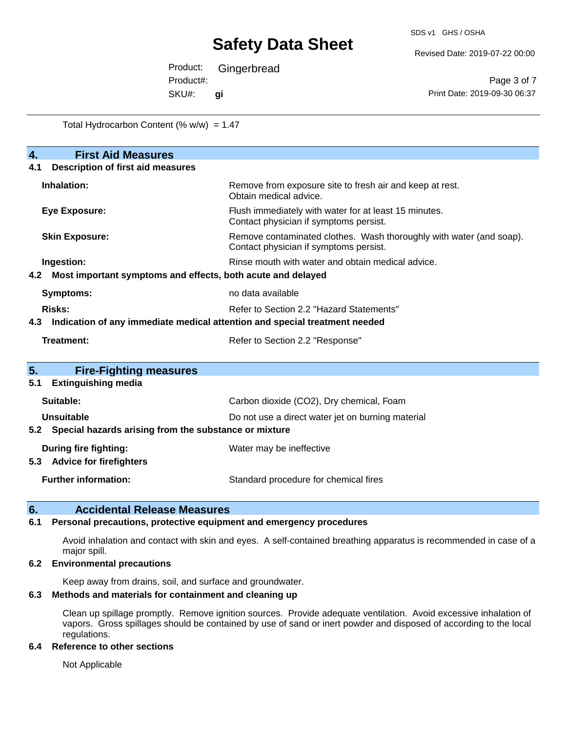Total Hydrocarbon Content (% w/w) = 1.47

## 4. First Aid Measures

### 4.1 Description of first aid measures

| | |
|---|---|
| **Inhalation:** | Remove from exposure site to fresh air and keep at rest. Obtain medical advice. |
| **Eye Exposure:** | Flush immediately with water for at least 15 minutes. Contact physician if symptoms persist. |
| **Skin Exposure:** | Remove contaminated clothes. Wash thoroughly with water (and soap). Contact physician if symptoms persist. |
| **Ingestion:** | Rinse mouth with water and obtain medical advice. |

### 4.2 Most important symptoms and effects, both acute and delayed

| | |
|---|---|
| **Symptoms:** | no data available |
| **Risks:** | Refer to Section 2.2 "Hazard Statements" |

### 4.3 Indication of any immediate medical attention and special treatment needed

| | |
|---|---|
| **Treatment:** | Refer to Section 2.2 "Response" |

## 5. Fire-Fighting measures

### 5.1 Extinguishing media

| | |
|---|---|
| **Suitable:** | Carbon dioxide ($CO_2$), Dry chemical, Foam |
| **Unsuitable** | Do not use a direct water jet on burning material |

### 5.2 Special hazards arising from the substance or mixture

| | |
|---|---|
| **During fire fighting:** | Water may be ineffective |

### 5.3 Advice for firefighters

| | |
|---|---|
| **Further information:** | Standard procedure for chemical fires |

## 6. Accidental Release Measures

### 6.1 Personal precautions, protective equipment and emergency procedures

Avoid inhalation and contact with skin and eyes. A self-contained breathing apparatus is recommended in case of a major spill.

### 6.2 Environmental precautions

Keep away from drains, soil, and surface and groundwater.

### 6.3 Methods and materials for containment and cleaning up

Clean up spillage promptly. Remove ignition sources. Provide adequate ventilation. Avoid excessive inhalation of vapors. Gross spillages should be contained by use of sand or inert powder and disposed of according to the local regulations.

### 6.4 Reference to other sections

Not Applicable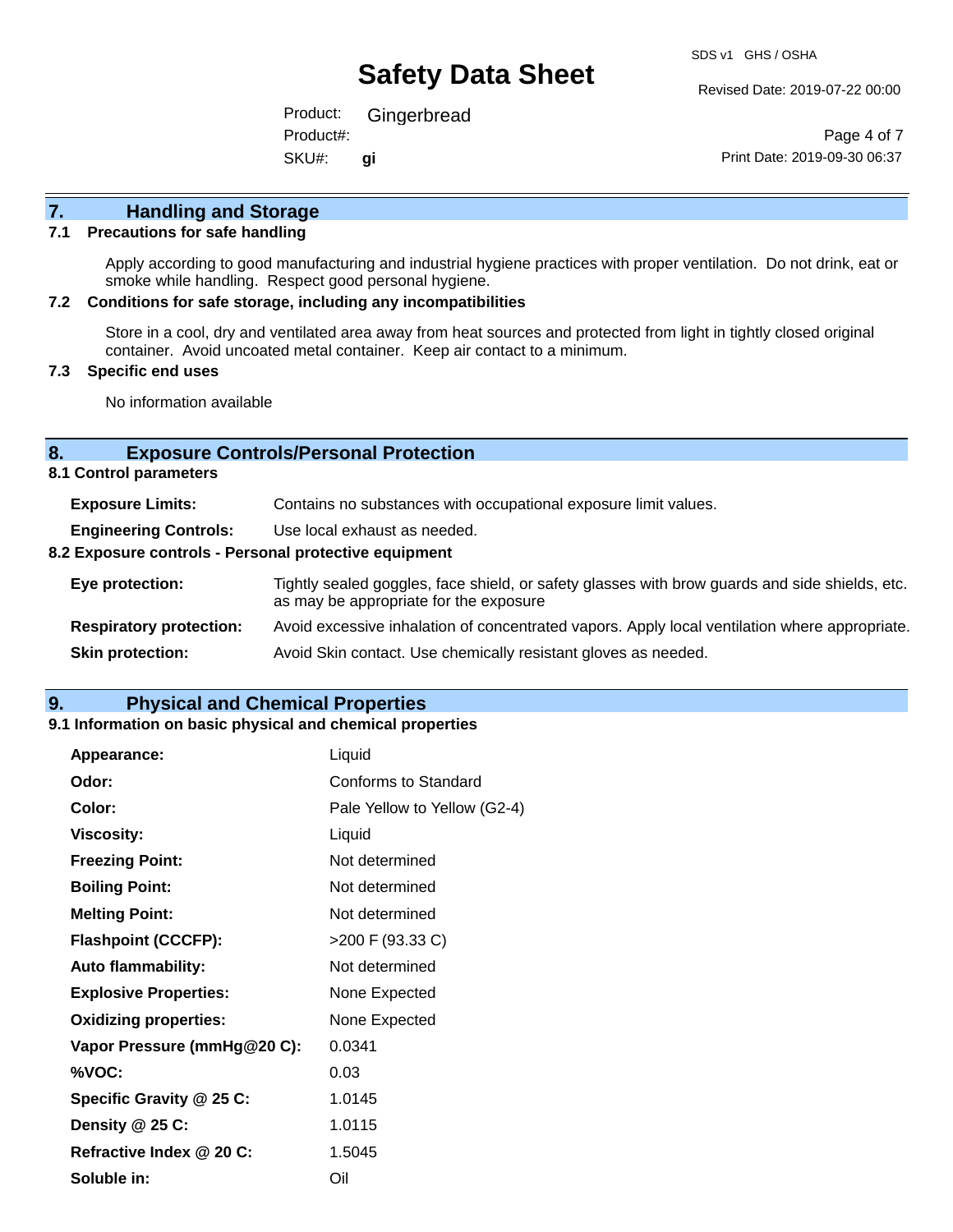## 7. Handling and Storage

### 7.1 Precautions for safe handling

Apply according to good manufacturing and industrial hygiene practices with proper ventilation. Do not drink, eat or smoke while handling. Respect good personal hygiene.

### 7.2 Conditions for safe storage, including any incompatibilities

Store in a cool, dry and ventilated area away from heat sources and protected from light in tightly closed original container. Avoid uncoated metal container. Keep air contact to a minimum.

### 7.3 Specific end uses

No information available

## 8. Exposure Controls/Personal Protection

### 8.1 Control parameters

**Exposure Limits:** Contains no substances with occupational exposure limit values.

**Engineering Controls:** Use local exhaust as needed.

### 8.2 Exposure controls - Personal protective equipment

**Eye protection:** Tightly sealed goggles, face shield, or safety glasses with brow guards and side shields, etc. as may be appropriate for the exposure

**Respiratory protection:** Avoid excessive inhalation of concentrated vapors. Apply local ventilation where appropriate.

**Skin protection:** Avoid Skin contact. Use chemically resistant gloves as needed.

## 9. Physical and Chemical Properties

### 9.1 Information on basic physical and chemical properties

| Property | Value |
|---|---|
| **Appearance:** | Liquid |
| **Odor:** | Conforms to Standard |
| **Color:** | Pale Yellow to Yellow (G2-4) |
| **Viscosity:** | Liquid |
| **Freezing Point:** | Not determined |
| **Boiling Point:** | Not determined |
| **Melting Point:** | Not determined |
| **Flashpoint (CCCFP):** | >200 F (93.33 C) |
| **Auto flammability:** | Not determined |
| **Explosive Properties:** | None Expected |
| **Oxidizing properties:** | None Expected |
| **Vapor Pressure (mmHg@20 C):** | 0.0341 |
| **%VOC:** | 0.03 |
| **Specific Gravity @ 25 C:** | 1.0145 |
| **Density @ 25 C:** | 1.0115 |
| **Refractive Index @ 20 C:** | 1.5045 |
| **Soluble in:** | Oil |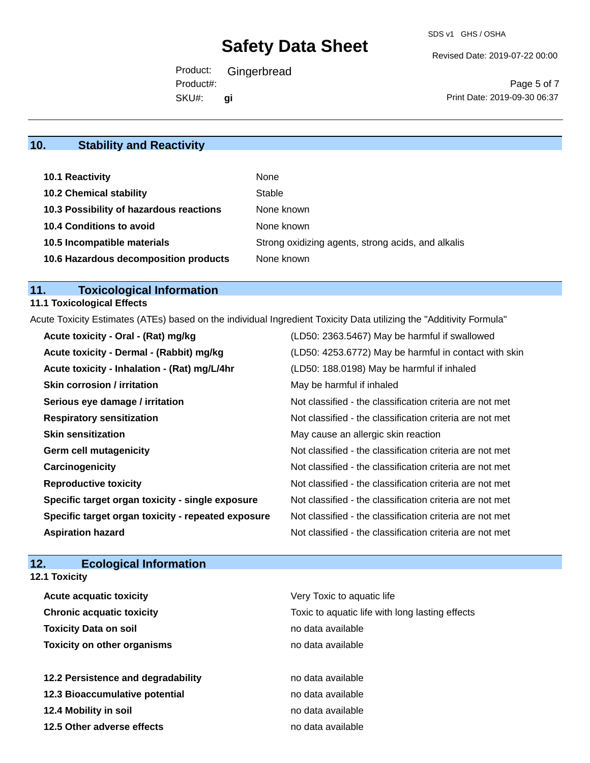## 10. Stability and Reactivity

| | |
|---|---|
| **10.1 Reactivity** | None |
| **10.2 Chemical stability** | Stable |
| **10.3 Possibility of hazardous reactions** | None known |
| **10.4 Conditions to avoid** | None known |
| **10.5 Incompatible materials** | Strong oxidizing agents, strong acids, and alkalis |
| **10.6 Hazardous decomposition products** | None known |

## 11. Toxicological Information

### 11.1 Toxicological Effects

Acute Toxicity Estimates (ATEs) based on the individual Ingredient Toxicity Data utilizing the "Additivity Formula"

| | |
|---|---|
| **Acute toxicity - Oral - (Rat) mg/kg** | (LD50: 2363.5467) May be harmful if swallowed |
| **Acute toxicity - Dermal - (Rabbit) mg/kg** | (LD50: 4253.6772) May be harmful in contact with skin |
| **Acute toxicity - Inhalation - (Rat) mg/L/4hr** | (LD50: 188.0198) May be harmful if inhaled |
| **Skin corrosion / irritation** | May be harmful if inhaled |
| **Serious eye damage / irritation** | Not classified - the classification criteria are not met |
| **Respiratory sensitization** | Not classified - the classification criteria are not met |
| **Skin sensitization** | May cause an allergic skin reaction |
| **Germ cell mutagenicity** | Not classified - the classification criteria are not met |
| **Carcinogenicity** | Not classified - the classification criteria are not met |
| **Reproductive toxicity** | Not classified - the classification criteria are not met |
| **Specific target organ toxicity - single exposure** | Not classified - the classification criteria are not met |
| **Specific target organ toxicity - repeated exposure** | Not classified - the classification criteria are not met |
| **Aspiration hazard** | Not classified - the classification criteria are not met |

## 12. Ecological Information

### 12.1 Toxicity

| | |
|---|---|
| **Acute acquatic toxicity** | Very Toxic to aquatic life |
| **Chronic acquatic toxicity** | Toxic to aquatic life with long lasting effects |
| **Toxicity Data on soil** | no data available |
| **Toxicity on other organisms** | no data available |

| | |
|---|---|
| **12.2 Persistence and degradability** | no data available |
| **12.3 Bioaccumulative potential** | no data available |
| **12.4 Mobility in soil** | no data available |
| **12.5 Other adverse effects** | no data available |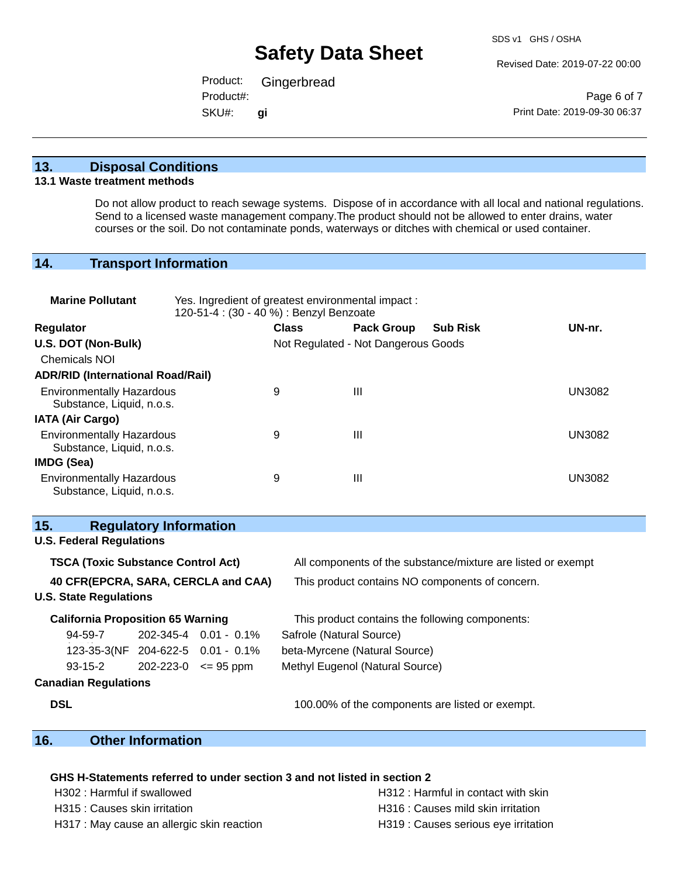## 13. Disposal Conditions

### 13.1 Waste treatment methods

Do not allow product to reach sewage systems. Dispose of in accordance with all local and national regulations. Send to a licensed waste management company.The product should not be allowed to enter drains, water courses or the soil. Do not contaminate ponds, waterways or ditches with chemical or used container.

## 14. Transport Information

**Marine Pollutant** Yes. Ingredient of greatest environmental impact : 120-51-4 : (30 - 40 %) : Benzyl Benzoate

| Regulator | Class | Pack Group | Sub Risk | UN-nr. |
|---|---|---|---|---|
| **U.S. DOT (Non-Bulk)** | Not Regulated - Not Dangerous Goods | | | |
| Chemicals NOI | | | | |
| **ADR/RID (International Road/Rail)** | | | | |
| Environmentally Hazardous Substance, Liquid, n.o.s. | 9 | III | | UN3082 |
| **IATA (Air Cargo)** | | | | |
| Environmentally Hazardous Substance, Liquid, n.o.s. | 9 | III | | UN3082 |
| **IMDG (Sea)** | | | | |
| Environmentally Hazardous Substance, Liquid, n.o.s. | 9 | III | | UN3082 |

## 15. Regulatory Information

**U.S. Federal Regulations**

**TSCA (Toxic Substance Control Act)** All components of the substance/mixture are listed or exempt

**40 CFR(EPCRA, SARA, CERCLA and CAA)** This product contains NO components of concern.

**U.S. State Regulations**

**California Proposition 65 Warning** This product contains the following components:

| | | | |
|---|---|---|---|
| 94-59-7 | 202-345-4 | 0.01 - 0.1% | Safrole (Natural Source) |
| 123-35-3(NF | 204-622-5 | 0.01 - 0.1% | beta-Myrcene (Natural Source) |
| 93-15-2 | 202-223-0 | <= 95 ppm | Methyl Eugenol (Natural Source) |

**Canadian Regulations**

**DSL** 100.00% of the components are listed or exempt.

## 16. Other Information

**GHS H-Statements referred to under section 3 and not listed in section 2**

H302 : Harmful if swallowed
H312 : Harmful in contact with skin
H315 : Causes skin irritation
H316 : Causes mild skin irritation
H317 : May cause an allergic skin reaction
H319 : Causes serious eye irritation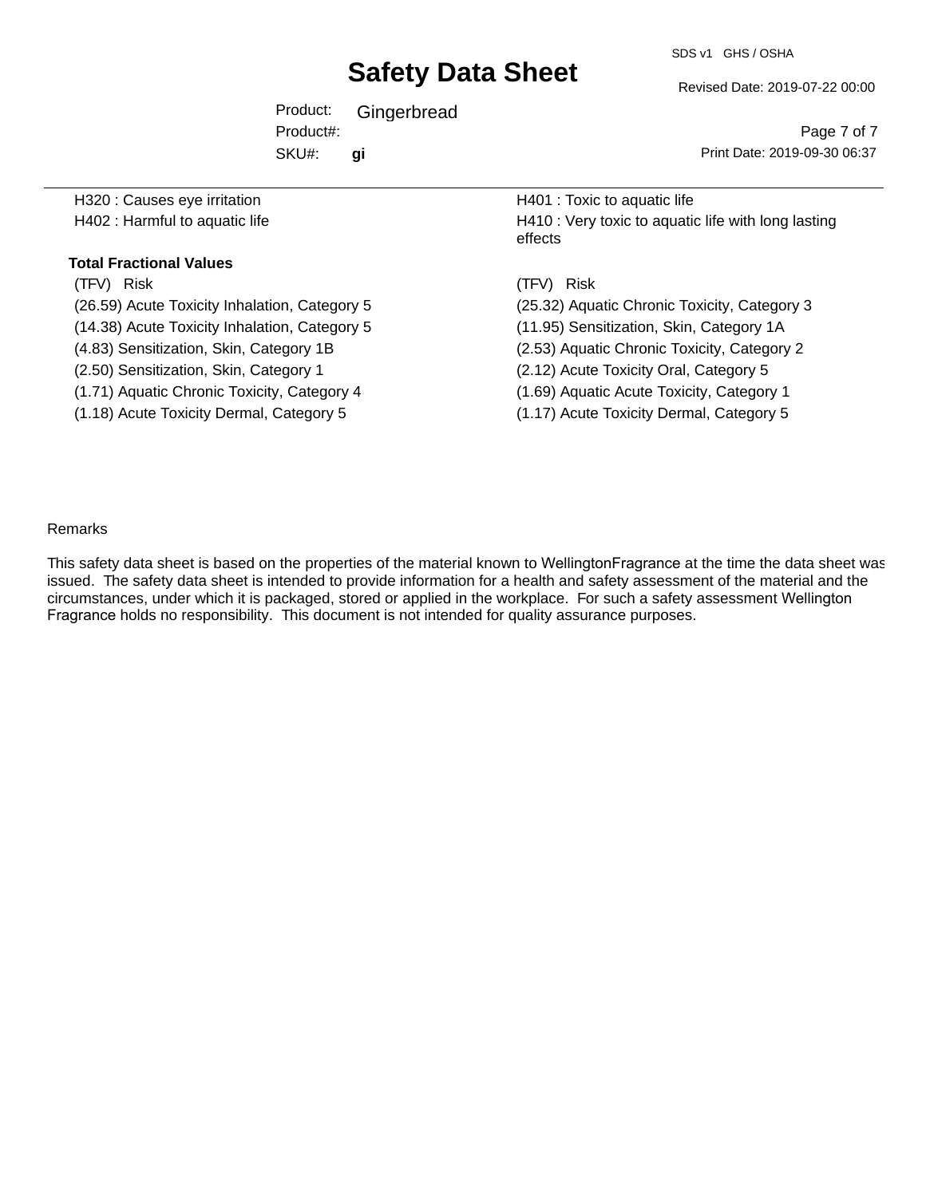H320 : Causes eye irritation
H402 : Harmful to aquatic life
H401 : Toxic to aquatic life
H410 : Very toxic to aquatic life with long lasting effects

**Total Fractional Values**

| (TFV) | Risk | (TFV) | Risk |
|---|---|---|---|
| (26.59) | Acute Toxicity Inhalation, Category 5 | (25.32) | Aquatic Chronic Toxicity, Category 3 |
| (14.38) | Acute Toxicity Inhalation, Category 5 | (11.95) | Sensitization, Skin, Category 1A |
| (4.83) | Sensitization, Skin, Category 1B | (2.53) | Aquatic Chronic Toxicity, Category 2 |
| (2.50) | Sensitization, Skin, Category 1 | (2.12) | Acute Toxicity Oral, Category 5 |
| (1.71) | Aquatic Chronic Toxicity, Category 4 | (1.69) | Aquatic Acute Toxicity, Category 1 |
| (1.18) | Acute Toxicity Dermal, Category 5 | (1.17) | Acute Toxicity Dermal, Category 5 |

Remarks

This safety data sheet is based on the properties of the material known to WellingtonFragrance at the time the data sheet was issued. The safety data sheet is intended to provide information for a health and safety assessment of the material and the circumstances, under which it is packaged, stored or applied in the workplace. For such a safety assessment Wellington Fragrance holds no responsibility. This document is not intended for quality assurance purposes.